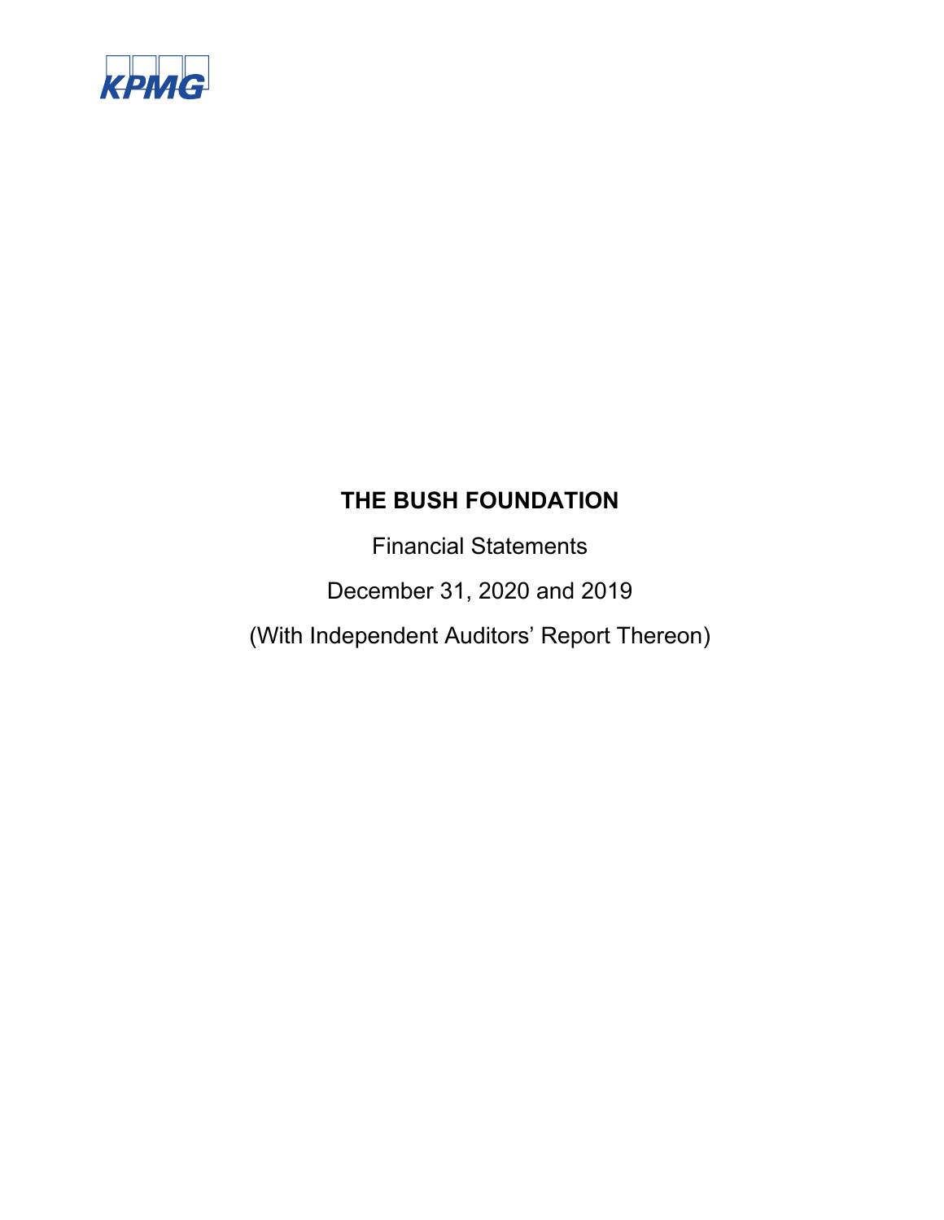KPMG

# THE BUSH FOUNDATION

Financial Statements

December 31, 2020 and 2019

(With Independent Auditors' Report Thereon)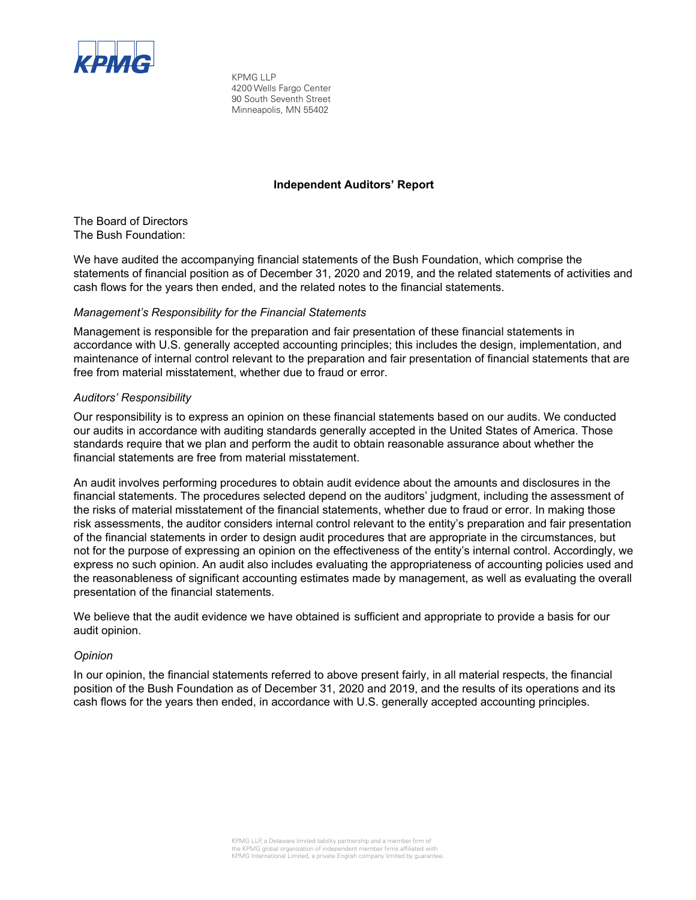KPMG LLP
4200 Wells Fargo Center
90 South Seventh Street
Minneapolis, MN 55402

## Independent Auditors' Report

The Board of Directors
The Bush Foundation:

We have audited the accompanying financial statements of the Bush Foundation, which comprise the statements of financial position as of December 31, 2020 and 2019, and the related statements of activities and cash flows for the years then ended, and the related notes to the financial statements.

*Management's Responsibility for the Financial Statements*

Management is responsible for the preparation and fair presentation of these financial statements in accordance with U.S. generally accepted accounting principles; this includes the design, implementation, and maintenance of internal control relevant to the preparation and fair presentation of financial statements that are free from material misstatement, whether due to fraud or error.

*Auditors' Responsibility*

Our responsibility is to express an opinion on these financial statements based on our audits. We conducted our audits in accordance with auditing standards generally accepted in the United States of America. Those standards require that we plan and perform the audit to obtain reasonable assurance about whether the financial statements are free from material misstatement.

An audit involves performing procedures to obtain audit evidence about the amounts and disclosures in the financial statements. The procedures selected depend on the auditors' judgment, including the assessment of the risks of material misstatement of the financial statements, whether due to fraud or error. In making those risk assessments, the auditor considers internal control relevant to the entity's preparation and fair presentation of the financial statements in order to design audit procedures that are appropriate in the circumstances, but not for the purpose of expressing an opinion on the effectiveness of the entity's internal control. Accordingly, we express no such opinion. An audit also includes evaluating the appropriateness of accounting policies used and the reasonableness of significant accounting estimates made by management, as well as evaluating the overall presentation of the financial statements.

We believe that the audit evidence we have obtained is sufficient and appropriate to provide a basis for our audit opinion.

*Opinion*

In our opinion, the financial statements referred to above present fairly, in all material respects, the financial position of the Bush Foundation as of December 31, 2020 and 2019, and the results of its operations and its cash flows for the years then ended, in accordance with U.S. generally accepted accounting principles.

KPMG LLP, a Delaware limited liability partnership and a member firm of the KPMG global organization of independent member firms affiliated with KPMG International Limited, a private English company limited by guarantee.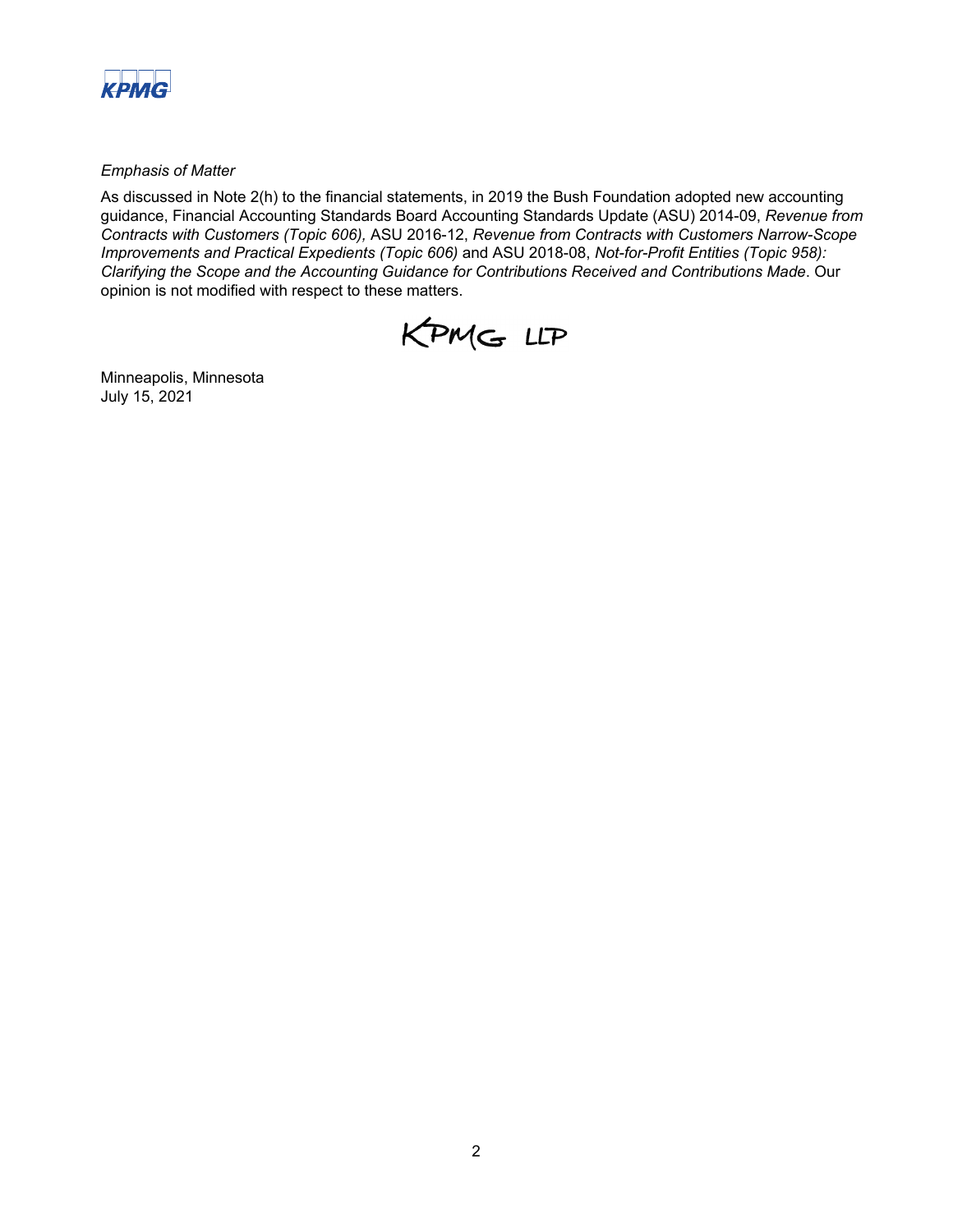*Emphasis of Matter*

As discussed in Note 2(h) to the financial statements, in 2019 the Bush Foundation adopted new accounting guidance, Financial Accounting Standards Board Accounting Standards Update (ASU) 2014-09, *Revenue from Contracts with Customers (Topic 606),* ASU 2016-12, *Revenue from Contracts with Customers Narrow-Scope Improvements and Practical Expedients (Topic 606)* and ASU 2018-08, *Not-for-Profit Entities (Topic 958): Clarifying the Scope and the Accounting Guidance for Contributions Received and Contributions Made*. Our opinion is not modified with respect to these matters.

KPMG LLP

Minneapolis, Minnesota
July 15, 2021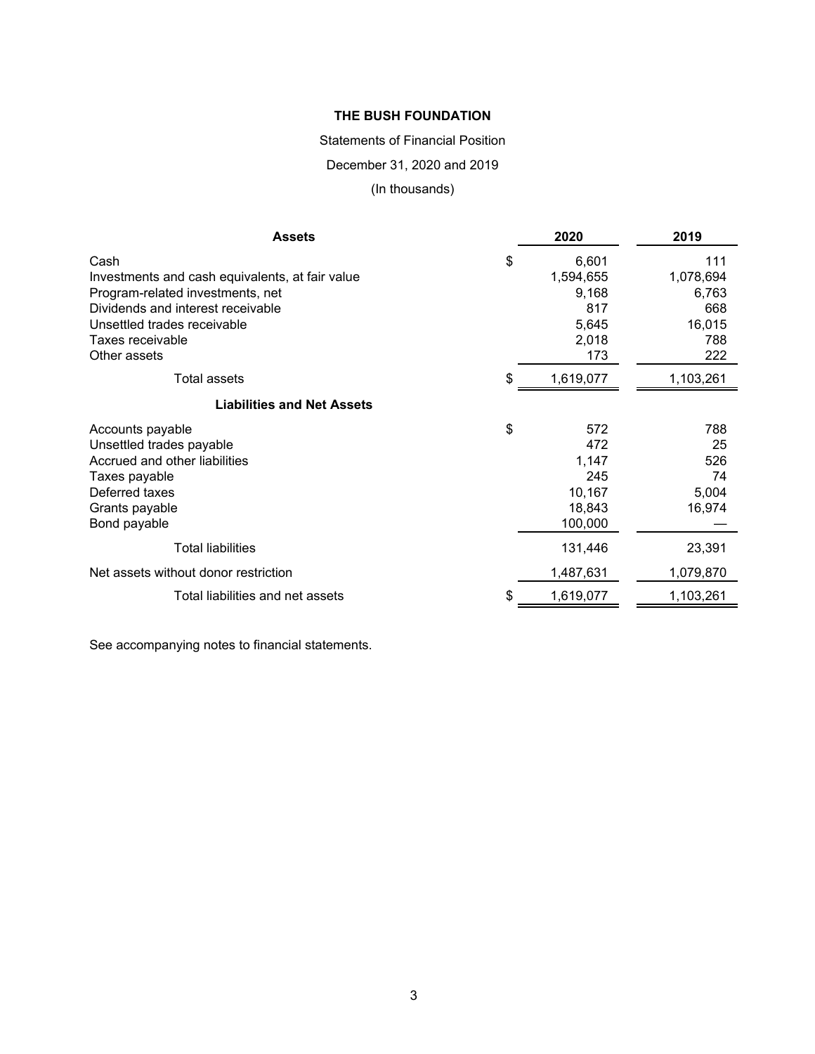**THE BUSH FOUNDATION**

Statements of Financial Position

December 31, 2020 and 2019

(In thousands)

| **Assets** | | **2020** | **2019** |
|---|---|---|---|
| Cash | $ | 6,601 | 111 |
| Investments and cash equivalents, at fair value | | 1,594,655 | 1,078,694 |
| Program-related investments, net | | 9,168 | 6,763 |
| Dividends and interest receivable | | 817 | 668 |
| Unsettled trades receivable | | 5,645 | 16,015 |
| Taxes receivable | | 2,018 | 788 |
| Other assets | | 173 | 222 |
| Total assets | $ | 1,619,077 | 1,103,261 |
| **Liabilities and Net Assets** | | | |
| Accounts payable | $ | 572 | 788 |
| Unsettled trades payable | | 472 | 25 |
| Accrued and other liabilities | | 1,147 | 526 |
| Taxes payable | | 245 | 74 |
| Deferred taxes | | 10,167 | 5,004 |
| Grants payable | | 18,843 | 16,974 |
| Bond payable | | 100,000 | — |
| Total liabilities | | 131,446 | 23,391 |
| Net assets without donor restriction | | 1,487,631 | 1,079,870 |
| Total liabilities and net assets | $ | 1,619,077 | 1,103,261 |

See accompanying notes to financial statements.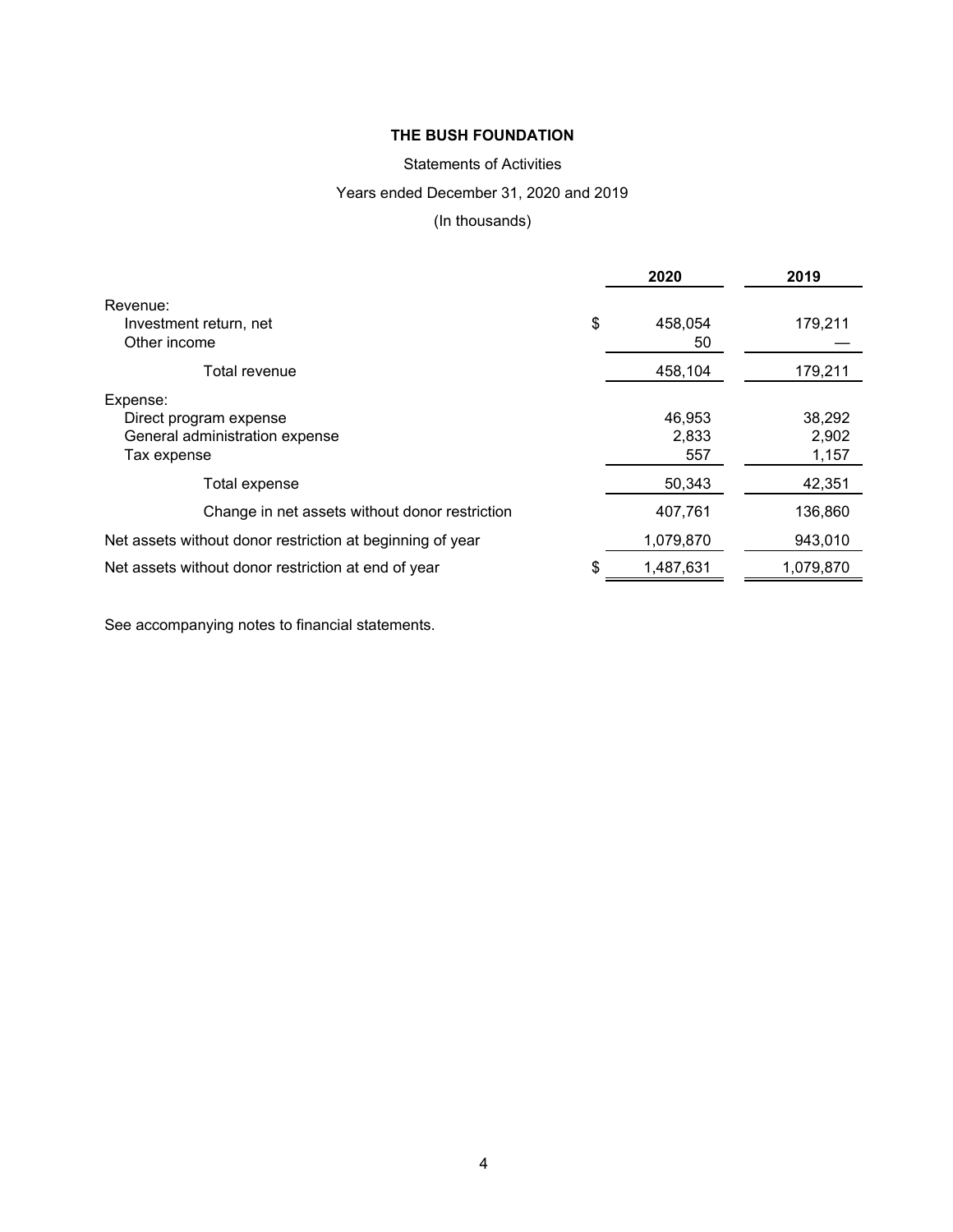**THE BUSH FOUNDATION**

Statements of Activities

Years ended December 31, 2020 and 2019

(In thousands)

| | 2020 | 2019 |
|---|---|---|
| Revenue: | | |
| Investment return, net | $ 458,054 | 179,211 |
| Other income | 50 | — |
| Total revenue | 458,104 | 179,211 |
| Expense: | | |
| Direct program expense | 46,953 | 38,292 |
| General administration expense | 2,833 | 2,902 |
| Tax expense | 557 | 1,157 |
| Total expense | 50,343 | 42,351 |
| Change in net assets without donor restriction | 407,761 | 136,860 |
| Net assets without donor restriction at beginning of year | 1,079,870 | 943,010 |
| Net assets without donor restriction at end of year | $ 1,487,631 | 1,079,870 |

See accompanying notes to financial statements.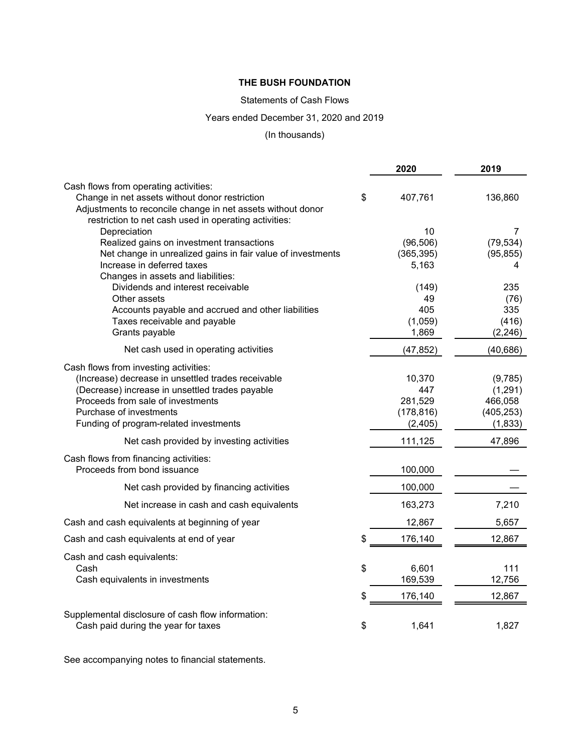**THE BUSH FOUNDATION**

Statements of Cash Flows

Years ended December 31, 2020 and 2019

(In thousands)

| | 2020 | 2019 |
|---|---|---|
| Cash flows from operating activities: | | |
| Change in net assets without donor restriction | $ 407,761 | 136,860 |
| Adjustments to reconcile change in net assets without donor restriction to net cash used in operating activities: | | |
| Depreciation | 10 | 7 |
| Realized gains on investment transactions | (96,506) | (79,534) |
| Net change in unrealized gains in fair value of investments | (365,395) | (95,855) |
| Increase in deferred taxes | 5,163 | 4 |
| Changes in assets and liabilities: | | |
| Dividends and interest receivable | (149) | 235 |
| Other assets | 49 | (76) |
| Accounts payable and accrued and other liabilities | 405 | 335 |
| Taxes receivable and payable | (1,059) | (416) |
| Grants payable | 1,869 | (2,246) |
| Net cash used in operating activities | (47,852) | (40,686) |
| Cash flows from investing activities: | | |
| (Increase) decrease in unsettled trades receivable | 10,370 | (9,785) |
| (Decrease) increase in unsettled trades payable | 447 | (1,291) |
| Proceeds from sale of investments | 281,529 | 466,058 |
| Purchase of investments | (178,816) | (405,253) |
| Funding of program-related investments | (2,405) | (1,833) |
| Net cash provided by investing activities | 111,125 | 47,896 |
| Cash flows from financing activities: | | |
| Proceeds from bond issuance | 100,000 | — |
| Net cash provided by financing activities | 100,000 | — |
| Net increase in cash and cash equivalents | 163,273 | 7,210 |
| Cash and cash equivalents at beginning of year | 12,867 | 5,657 |
| Cash and cash equivalents at end of year | $ 176,140 | 12,867 |
| Cash and cash equivalents: | | |
| Cash | $ 6,601 | 111 |
| Cash equivalents in investments | 169,539 | 12,756 |
| | $ 176,140 | 12,867 |
| Supplemental disclosure of cash flow information: | | |
| Cash paid during the year for taxes | $ 1,641 | 1,827 |

See accompanying notes to financial statements.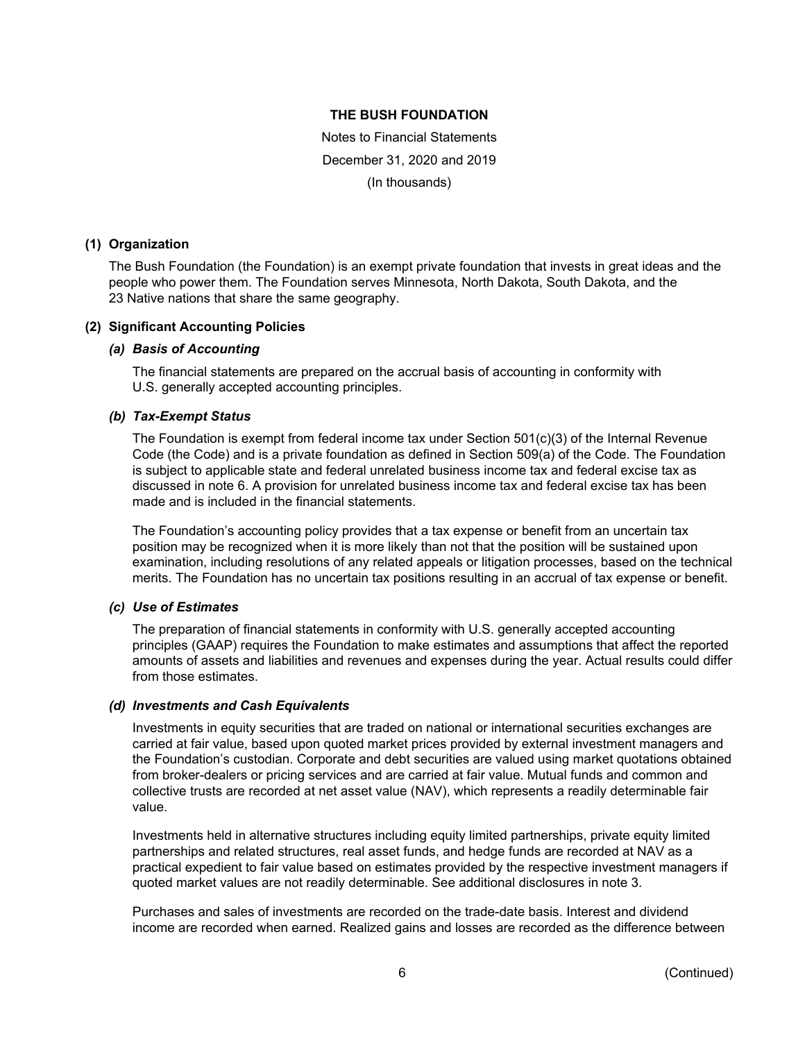# THE BUSH FOUNDATION

Notes to Financial Statements

December 31, 2020 and 2019

(In thousands)

## (1) Organization

The Bush Foundation (the Foundation) is an exempt private foundation that invests in great ideas and the people who power them. The Foundation serves Minnesota, North Dakota, South Dakota, and the 23 Native nations that share the same geography.

## (2) Significant Accounting Policies

### *(a) Basis of Accounting*

The financial statements are prepared on the accrual basis of accounting in conformity with U.S. generally accepted accounting principles.

### *(b) Tax-Exempt Status*

The Foundation is exempt from federal income tax under Section 501(c)(3) of the Internal Revenue Code (the Code) and is a private foundation as defined in Section 509(a) of the Code. The Foundation is subject to applicable state and federal unrelated business income tax and federal excise tax as discussed in note 6. A provision for unrelated business income tax and federal excise tax has been made and is included in the financial statements.

The Foundation's accounting policy provides that a tax expense or benefit from an uncertain tax position may be recognized when it is more likely than not that the position will be sustained upon examination, including resolutions of any related appeals or litigation processes, based on the technical merits. The Foundation has no uncertain tax positions resulting in an accrual of tax expense or benefit.

### *(c) Use of Estimates*

The preparation of financial statements in conformity with U.S. generally accepted accounting principles (GAAP) requires the Foundation to make estimates and assumptions that affect the reported amounts of assets and liabilities and revenues and expenses during the year. Actual results could differ from those estimates.

### *(d) Investments and Cash Equivalents*

Investments in equity securities that are traded on national or international securities exchanges are carried at fair value, based upon quoted market prices provided by external investment managers and the Foundation's custodian. Corporate and debt securities are valued using market quotations obtained from broker-dealers or pricing services and are carried at fair value. Mutual funds and common and collective trusts are recorded at net asset value (NAV), which represents a readily determinable fair value.

Investments held in alternative structures including equity limited partnerships, private equity limited partnerships and related structures, real asset funds, and hedge funds are recorded at NAV as a practical expedient to fair value based on estimates provided by the respective investment managers if quoted market values are not readily determinable. See additional disclosures in note 3.

Purchases and sales of investments are recorded on the trade-date basis. Interest and dividend income are recorded when earned. Realized gains and losses are recorded as the difference between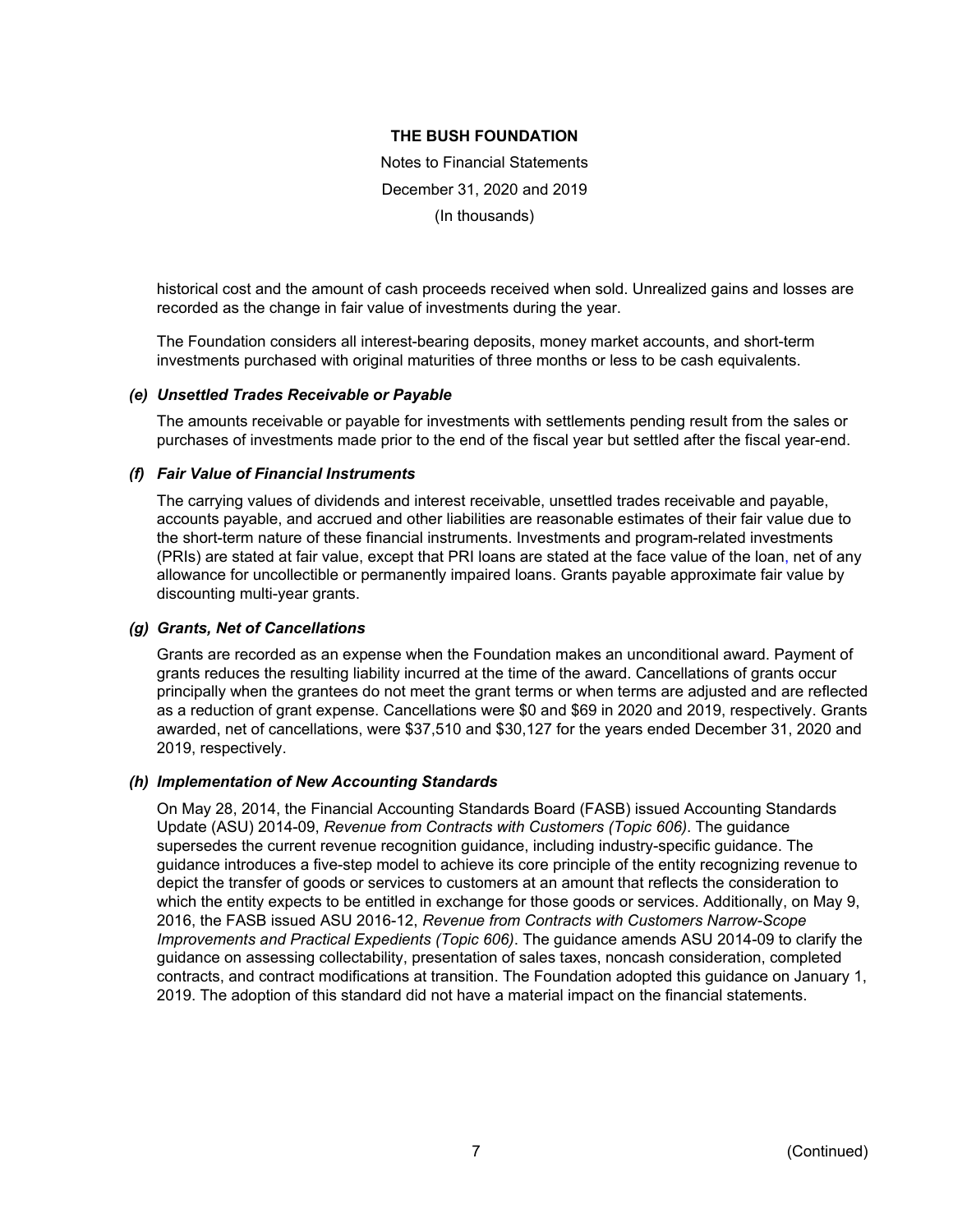historical cost and the amount of cash proceeds received when sold. Unrealized gains and losses are recorded as the change in fair value of investments during the year.

The Foundation considers all interest-bearing deposits, money market accounts, and short-term investments purchased with original maturities of three months or less to be cash equivalents.

### *(e) Unsettled Trades Receivable or Payable*

The amounts receivable or payable for investments with settlements pending result from the sales or purchases of investments made prior to the end of the fiscal year but settled after the fiscal year-end.

### *(f) Fair Value of Financial Instruments*

The carrying values of dividends and interest receivable, unsettled trades receivable and payable, accounts payable, and accrued and other liabilities are reasonable estimates of their fair value due to the short-term nature of these financial instruments. Investments and program-related investments (PRIs) are stated at fair value, except that PRI loans are stated at the face value of the loan, net of any allowance for uncollectible or permanently impaired loans. Grants payable approximate fair value by discounting multi-year grants.

### *(g) Grants, Net of Cancellations*

Grants are recorded as an expense when the Foundation makes an unconditional award. Payment of grants reduces the resulting liability incurred at the time of the award. Cancellations of grants occur principally when the grantees do not meet the grant terms or when terms are adjusted and are reflected as a reduction of grant expense. Cancellations were $0 and $69 in 2020 and 2019, respectively. Grants awarded, net of cancellations, were $37,510 and $30,127 for the years ended December 31, 2020 and 2019, respectively.

### *(h) Implementation of New Accounting Standards*

On May 28, 2014, the Financial Accounting Standards Board (FASB) issued Accounting Standards Update (ASU) 2014-09, *Revenue from Contracts with Customers (Topic 606)*. The guidance supersedes the current revenue recognition guidance, including industry-specific guidance. The guidance introduces a five-step model to achieve its core principle of the entity recognizing revenue to depict the transfer of goods or services to customers at an amount that reflects the consideration to which the entity expects to be entitled in exchange for those goods or services. Additionally, on May 9, 2016, the FASB issued ASU 2016-12, *Revenue from Contracts with Customers Narrow-Scope Improvements and Practical Expedients (Topic 606)*. The guidance amends ASU 2014-09 to clarify the guidance on assessing collectability, presentation of sales taxes, noncash consideration, completed contracts, and contract modifications at transition. The Foundation adopted this guidance on January 1, 2019. The adoption of this standard did not have a material impact on the financial statements.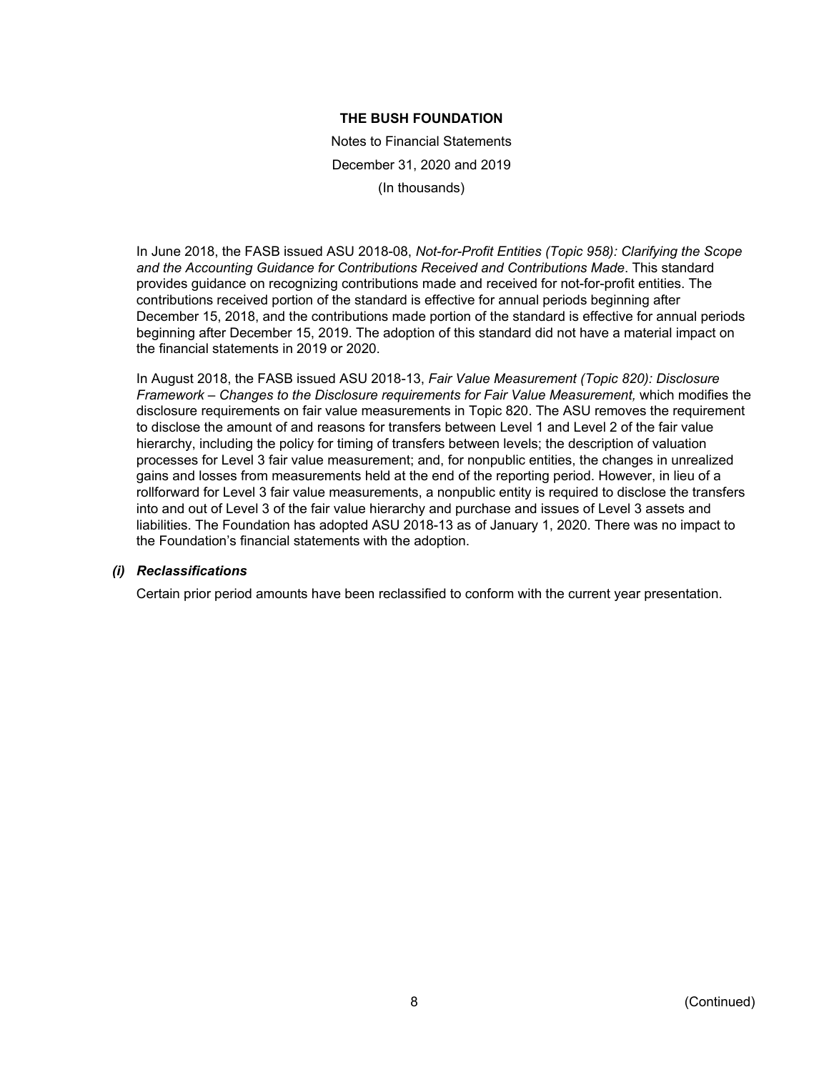In June 2018, the FASB issued ASU 2018-08, *Not-for-Profit Entities (Topic 958): Clarifying the Scope and the Accounting Guidance for Contributions Received and Contributions Made*. This standard provides guidance on recognizing contributions made and received for not-for-profit entities. The contributions received portion of the standard is effective for annual periods beginning after December 15, 2018, and the contributions made portion of the standard is effective for annual periods beginning after December 15, 2019. The adoption of this standard did not have a material impact on the financial statements in 2019 or 2020.

In August 2018, the FASB issued ASU 2018-13, *Fair Value Measurement (Topic 820): Disclosure Framework – Changes to the Disclosure requirements for Fair Value Measurement,* which modifies the disclosure requirements on fair value measurements in Topic 820. The ASU removes the requirement to disclose the amount of and reasons for transfers between Level 1 and Level 2 of the fair value hierarchy, including the policy for timing of transfers between levels; the description of valuation processes for Level 3 fair value measurement; and, for nonpublic entities, the changes in unrealized gains and losses from measurements held at the end of the reporting period. However, in lieu of a rollforward for Level 3 fair value measurements, a nonpublic entity is required to disclose the transfers into and out of Level 3 of the fair value hierarchy and purchase and issues of Level 3 assets and liabilities. The Foundation has adopted ASU 2018-13 as of January 1, 2020. There was no impact to the Foundation's financial statements with the adoption.

### *(i) Reclassifications*

Certain prior period amounts have been reclassified to conform with the current year presentation.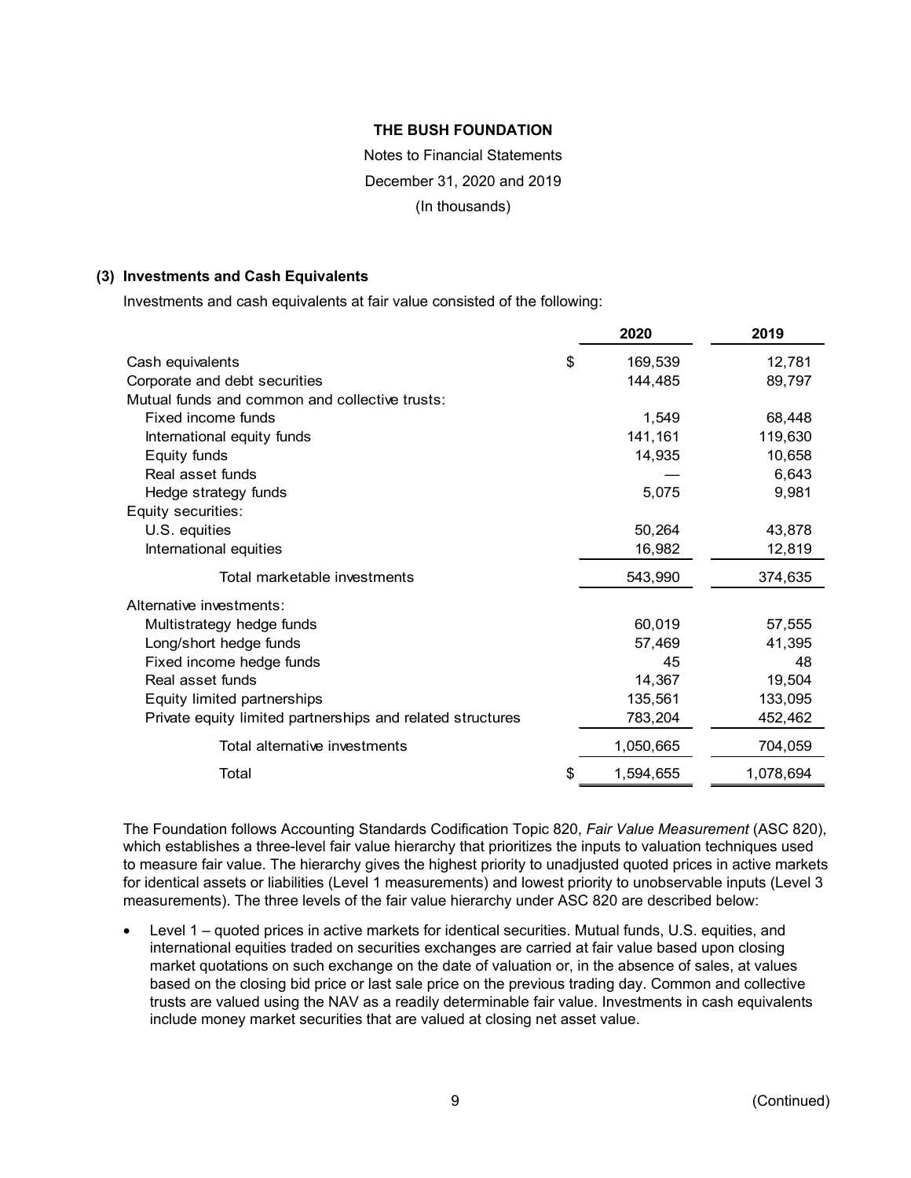**THE BUSH FOUNDATION**

Notes to Financial Statements

December 31, 2020 and 2019

(In thousands)

### (3) Investments and Cash Equivalents

Investments and cash equivalents at fair value consisted of the following:

| | | 2020 | 2019 |
|---|---|---|---|
| Cash equivalents | $ | 169,539 | 12,781 |
| Corporate and debt securities | | 144,485 | 89,797 |
| Mutual funds and common and collective trusts: | | | |
| Fixed income funds | | 1,549 | 68,448 |
| International equity funds | | 141,161 | 119,630 |
| Equity funds | | 14,935 | 10,658 |
| Real asset funds | | — | 6,643 |
| Hedge strategy funds | | 5,075 | 9,981 |
| Equity securities: | | | |
| U.S. equities | | 50,264 | 43,878 |
| International equities | | 16,982 | 12,819 |
| Total marketable investments | | 543,990 | 374,635 |
| Alternative investments: | | | |
| Multistrategy hedge funds | | 60,019 | 57,555 |
| Long/short hedge funds | | 57,469 | 41,395 |
| Fixed income hedge funds | | 45 | 48 |
| Real asset funds | | 14,367 | 19,504 |
| Equity limited partnerships | | 135,561 | 133,095 |
| Private equity limited partnerships and related structures | | 783,204 | 452,462 |
| Total alternative investments | | 1,050,665 | 704,059 |
| Total | $ | 1,594,655 | 1,078,694 |

The Foundation follows Accounting Standards Codification Topic 820, *Fair Value Measurement* (ASC 820), which establishes a three-level fair value hierarchy that prioritizes the inputs to valuation techniques used to measure fair value. The hierarchy gives the highest priority to unadjusted quoted prices in active markets for identical assets or liabilities (Level 1 measurements) and lowest priority to unobservable inputs (Level 3 measurements). The three levels of the fair value hierarchy under ASC 820 are described below:

- Level 1 – quoted prices in active markets for identical securities. Mutual funds, U.S. equities, and international equities traded on securities exchanges are carried at fair value based upon closing market quotations on such exchange on the date of valuation or, in the absence of sales, at values based on the closing bid price or last sale price on the previous trading day. Common and collective trusts are valued using the NAV as a readily determinable fair value. Investments in cash equivalents include money market securities that are valued at closing net asset value.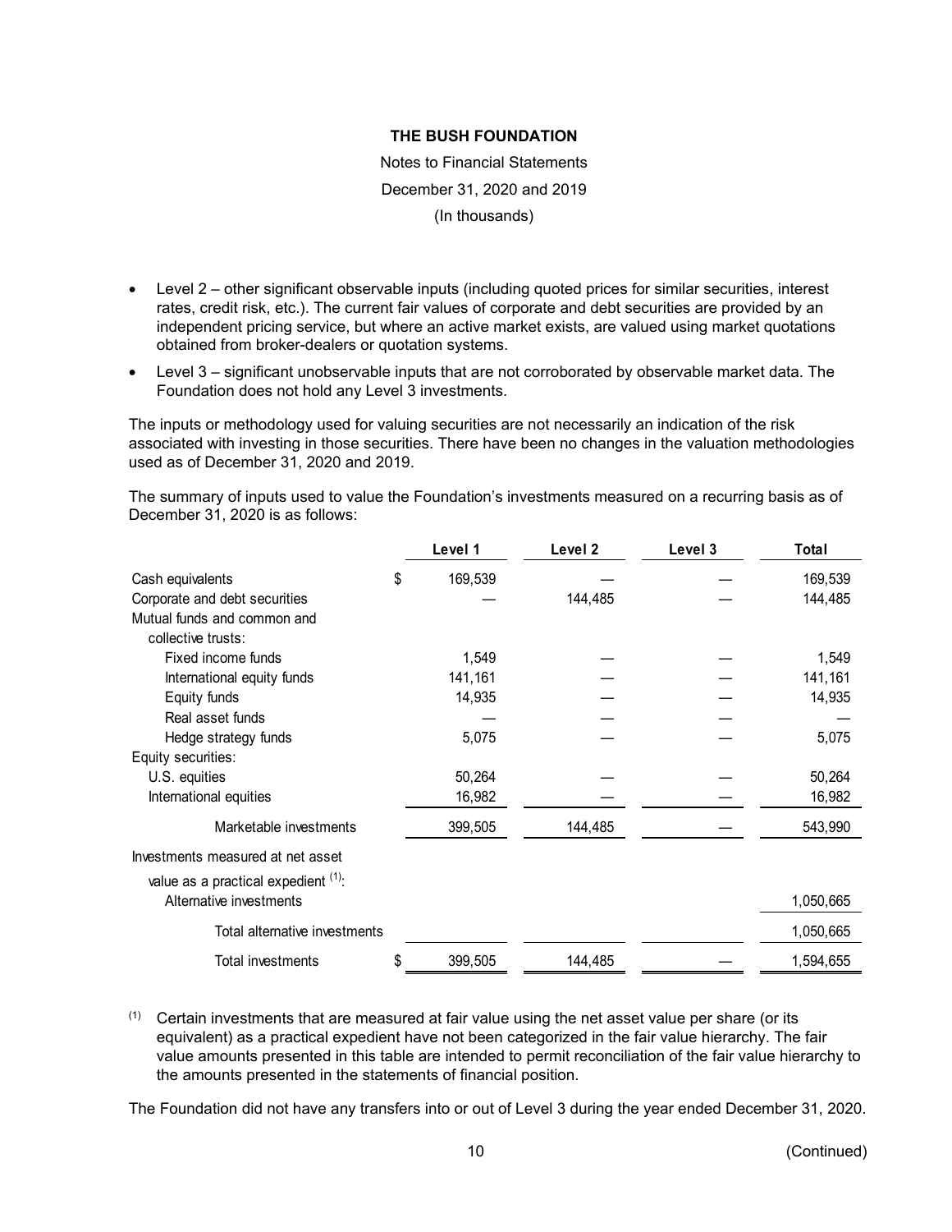**THE BUSH FOUNDATION**

Notes to Financial Statements

December 31, 2020 and 2019

(In thousands)

- Level 2 – other significant observable inputs (including quoted prices for similar securities, interest rates, credit risk, etc.). The current fair values of corporate and debt securities are provided by an independent pricing service, but where an active market exists, are valued using market quotations obtained from broker-dealers or quotation systems.
- Level 3 – significant unobservable inputs that are not corroborated by observable market data. The Foundation does not hold any Level 3 investments.

The inputs or methodology used for valuing securities are not necessarily an indication of the risk associated with investing in those securities. There have been no changes in the valuation methodologies used as of December 31, 2020 and 2019.

The summary of inputs used to value the Foundation's investments measured on a recurring basis as of December 31, 2020 is as follows:

| | Level 1 | Level 2 | Level 3 | Total |
|---|---|---|---|---|
| Cash equivalents | $ 169,539 | — | — | 169,539 |
| Corporate and debt securities | — | 144,485 | — | 144,485 |
| Mutual funds and common and collective trusts: | | | | |
| Fixed income funds | 1,549 | — | — | 1,549 |
| International equity funds | 141,161 | — | — | 141,161 |
| Equity funds | 14,935 | — | — | 14,935 |
| Real asset funds | — | — | — | — |
| Hedge strategy funds | 5,075 | — | — | 5,075 |
| Equity securities: | | | | |
| U.S. equities | 50,264 | — | — | 50,264 |
| International equities | 16,982 | — | — | 16,982 |
| Marketable investments | 399,505 | 144,485 | — | 543,990 |
| Investments measured at net asset value as a practical expedient [(1)]: | | | | |
| Alternative investments | | | | 1,050,665 |
| Total alternative investments | | | | 1,050,665 |
| Total investments | $ 399,505 | 144,485 | — | 1,594,655 |

[(1)] Certain investments that are measured at fair value using the net asset value per share (or its equivalent) as a practical expedient have not been categorized in the fair value hierarchy. The fair value amounts presented in this table are intended to permit reconciliation of the fair value hierarchy to the amounts presented in the statements of financial position.

The Foundation did not have any transfers into or out of Level 3 during the year ended December 31, 2020.

(Continued)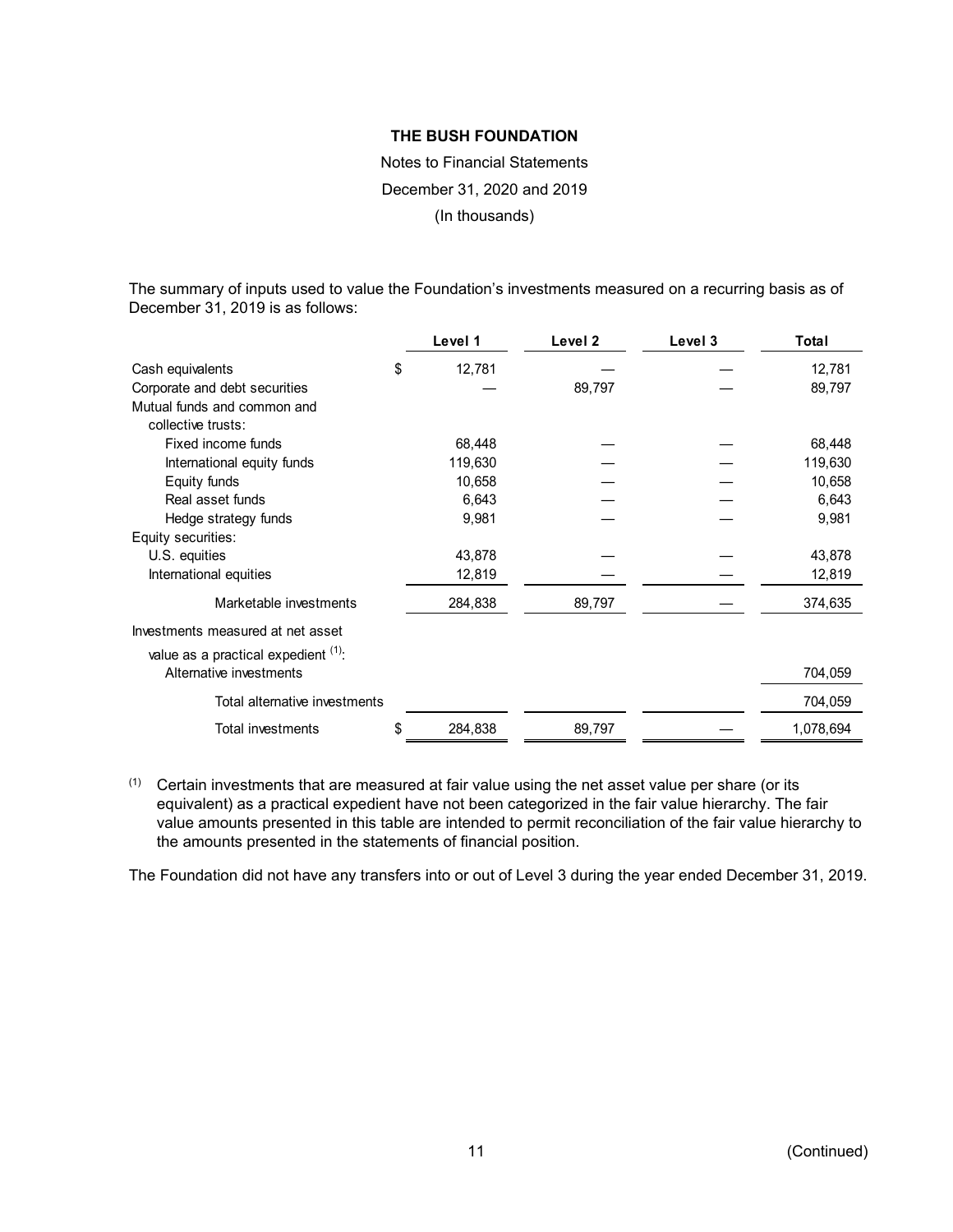**THE BUSH FOUNDATION**

Notes to Financial Statements

December 31, 2020 and 2019

(In thousands)

The summary of inputs used to value the Foundation's investments measured on a recurring basis as of December 31, 2019 is as follows:

| | Level 1 | Level 2 | Level 3 | Total |
|---|---|---|---|---|
| Cash equivalents | $ 12,781 | — | — | 12,781 |
| Corporate and debt securities | — | 89,797 | — | 89,797 |
| Mutual funds and common and collective trusts: | | | | |
| Fixed income funds | 68,448 | — | — | 68,448 |
| International equity funds | 119,630 | — | — | 119,630 |
| Equity funds | 10,658 | — | — | 10,658 |
| Real asset funds | 6,643 | — | — | 6,643 |
| Hedge strategy funds | 9,981 | — | — | 9,981 |
| Equity securities: | | | | |
| U.S. equities | 43,878 | — | — | 43,878 |
| International equities | 12,819 | — | — | 12,819 |
| Marketable investments | 284,838 | 89,797 | — | 374,635 |
| Investments measured at net asset value as a practical expedient [(1)]: | | | | |
| Alternative investments | | | | 704,059 |
| Total alternative investments | | | | 704,059 |
| Total investments | $ 284,838 | 89,797 | — | 1,078,694 |

(1) Certain investments that are measured at fair value using the net asset value per share (or its equivalent) as a practical expedient have not been categorized in the fair value hierarchy. The fair value amounts presented in this table are intended to permit reconciliation of the fair value hierarchy to the amounts presented in the statements of financial position.

The Foundation did not have any transfers into or out of Level 3 during the year ended December 31, 2019.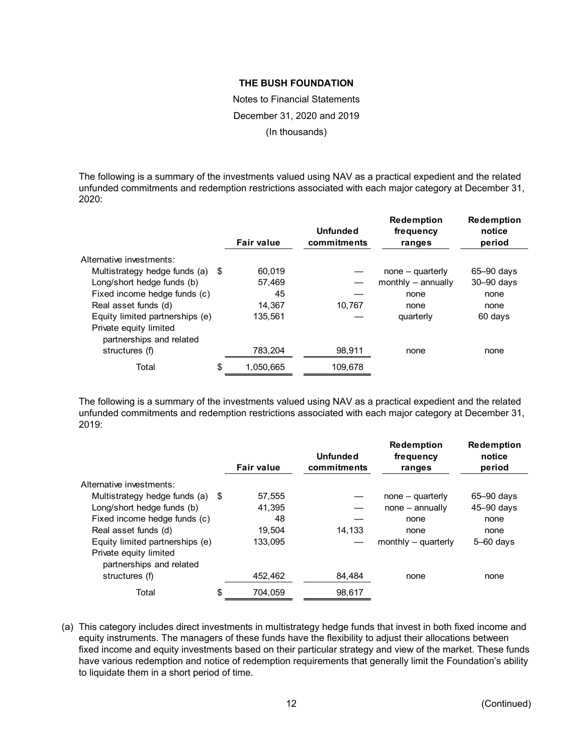THE BUSH FOUNDATION

Notes to Financial Statements

December 31, 2020 and 2019

(In thousands)

The following is a summary of the investments valued using NAV as a practical expedient and the related unfunded commitments and redemption restrictions associated with each major category at December 31, 2020:

| | Fair value | Unfunded commitments | Redemption frequency ranges | Redemption notice period |
|---|---|---|---|---|
| Alternative investments: | | | | |
| Multistrategy hedge funds (a) | $ 60,019 | — | none – quarterly | 65–90 days |
| Long/short hedge funds (b) | 57,469 | — | monthly – annually | 30–90 days |
| Fixed income hedge funds (c) | 45 | — | none | none |
| Real asset funds (d) | 14,367 | 10,767 | none | none |
| Equity limited partnerships (e) | 135,561 | — | quarterly | 60 days |
| Private equity limited partnerships and related structures (f) | 783,204 | 98,911 | none | none |
| Total | $ 1,050,665 | 109,678 | | |

The following is a summary of the investments valued using NAV as a practical expedient and the related unfunded commitments and redemption restrictions associated with each major category at December 31, 2019:

| | Fair value | Unfunded commitments | Redemption frequency ranges | Redemption notice period |
|---|---|---|---|---|
| Alternative investments: | | | | |
| Multistrategy hedge funds (a) | $ 57,555 | — | none – quarterly | 65–90 days |
| Long/short hedge funds (b) | 41,395 | — | none – annually | 45–90 days |
| Fixed income hedge funds (c) | 48 | — | none | none |
| Real asset funds (d) | 19,504 | 14,133 | none | none |
| Equity limited partnerships (e) | 133,095 | — | monthly – quarterly | 5–60 days |
| Private equity limited partnerships and related structures (f) | 452,462 | 84,484 | none | none |
| Total | $ 704,059 | 98,617 | | |

(a) This category includes direct investments in multistrategy hedge funds that invest in both fixed income and equity instruments. The managers of these funds have the flexibility to adjust their allocations between fixed income and equity investments based on their particular strategy and view of the market. These funds have various redemption and notice of redemption requirements that generally limit the Foundation's ability to liquidate them in a short period of time.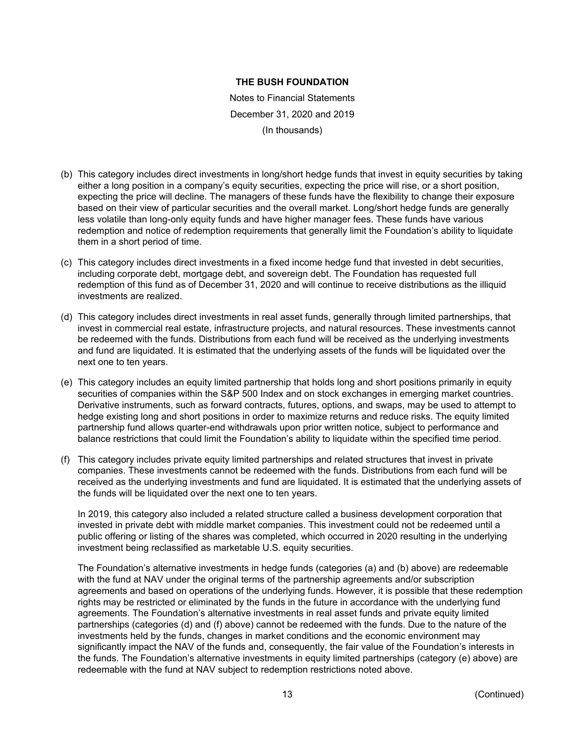(b) This category includes direct investments in long/short hedge funds that invest in equity securities by taking either a long position in a company's equity securities, expecting the price will rise, or a short position, expecting the price will decline. The managers of these funds have the flexibility to change their exposure based on their view of particular securities and the overall market. Long/short hedge funds are generally less volatile than long-only equity funds and have higher manager fees. These funds have various redemption and notice of redemption requirements that generally limit the Foundation's ability to liquidate them in a short period of time.

(c) This category includes direct investments in a fixed income hedge fund that invested in debt securities, including corporate debt, mortgage debt, and sovereign debt. The Foundation has requested full redemption of this fund as of December 31, 2020 and will continue to receive distributions as the illiquid investments are realized.

(d) This category includes direct investments in real asset funds, generally through limited partnerships, that invest in commercial real estate, infrastructure projects, and natural resources. These investments cannot be redeemed with the funds. Distributions from each fund will be received as the underlying investments and fund are liquidated. It is estimated that the underlying assets of the funds will be liquidated over the next one to ten years.

(e) This category includes an equity limited partnership that holds long and short positions primarily in equity securities of companies within the S&P 500 Index and on stock exchanges in emerging market countries. Derivative instruments, such as forward contracts, futures, options, and swaps, may be used to attempt to hedge existing long and short positions in order to maximize returns and reduce risks. The equity limited partnership fund allows quarter-end withdrawals upon prior written notice, subject to performance and balance restrictions that could limit the Foundation's ability to liquidate within the specified time period.

(f) This category includes private equity limited partnerships and related structures that invest in private companies. These investments cannot be redeemed with the funds. Distributions from each fund will be received as the underlying investments and fund are liquidated. It is estimated that the underlying assets of the funds will be liquidated over the next one to ten years.

In 2019, this category also included a related structure called a business development corporation that invested in private debt with middle market companies. This investment could not be redeemed until a public offering or listing of the shares was completed, which occurred in 2020 resulting in the underlying investment being reclassified as marketable U.S. equity securities.

The Foundation's alternative investments in hedge funds (categories (a) and (b) above) are redeemable with the fund at NAV under the original terms of the partnership agreements and/or subscription agreements and based on operations of the underlying funds. However, it is possible that these redemption rights may be restricted or eliminated by the funds in the future in accordance with the underlying fund agreements. The Foundation's alternative investments in real asset funds and private equity limited partnerships (categories (d) and (f) above) cannot be redeemed with the funds. Due to the nature of the investments held by the funds, changes in market conditions and the economic environment may significantly impact the NAV of the funds and, consequently, the fair value of the Foundation's interests in the funds. The Foundation's alternative investments in equity limited partnerships (category (e) above) are redeemable with the fund at NAV subject to redemption restrictions noted above.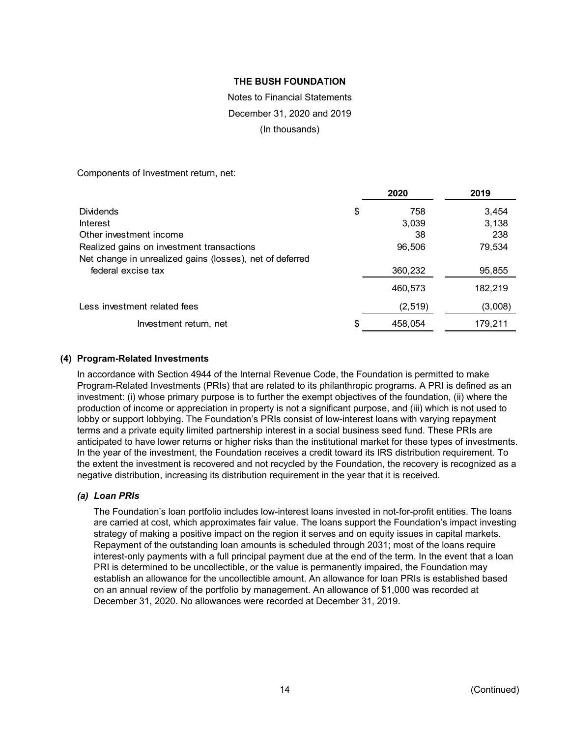**THE BUSH FOUNDATION**

Notes to Financial Statements

December 31, 2020 and 2019

(In thousands)

Components of Investment return, net:

| | | 2020 | 2019 |
|---|---|---|---|
| Dividends | $ | 758 | 3,454 |
| Interest | | 3,039 | 3,138 |
| Other investment income | | 38 | 238 |
| Realized gains on investment transactions | | 96,506 | 79,534 |
| Net change in unrealized gains (losses), net of deferred federal excise tax | | 360,232 | 95,855 |
| | | 460,573 | 182,219 |
| Less investment related fees | | (2,519) | (3,008) |
| Investment return, net | $ | 458,054 | 179,211 |

## (4) Program-Related Investments

In accordance with Section 4944 of the Internal Revenue Code, the Foundation is permitted to make Program-Related Investments (PRIs) that are related to its philanthropic programs. A PRI is defined as an investment: (i) whose primary purpose is to further the exempt objectives of the foundation, (ii) where the production of income or appreciation in property is not a significant purpose, and (iii) which is not used to lobby or support lobbying. The Foundation's PRIs consist of low-interest loans with varying repayment terms and a private equity limited partnership interest in a social business seed fund. These PRIs are anticipated to have lower returns or higher risks than the institutional market for these types of investments. In the year of the investment, the Foundation receives a credit toward its IRS distribution requirement. To the extent the investment is recovered and not recycled by the Foundation, the recovery is recognized as a negative distribution, increasing its distribution requirement in the year that it is received.

### *(a) Loan PRIs*

The Foundation's loan portfolio includes low-interest loans invested in not-for-profit entities. The loans are carried at cost, which approximates fair value. The loans support the Foundation's impact investing strategy of making a positive impact on the region it serves and on equity issues in capital markets. Repayment of the outstanding loan amounts is scheduled through 2031; most of the loans require interest-only payments with a full principal payment due at the end of the term. In the event that a loan PRI is determined to be uncollectible, or the value is permanently impaired, the Foundation may establish an allowance for the uncollectible amount. An allowance for loan PRIs is established based on an annual review of the portfolio by management. An allowance of $1,000 was recorded at December 31, 2020. No allowances were recorded at December 31, 2019.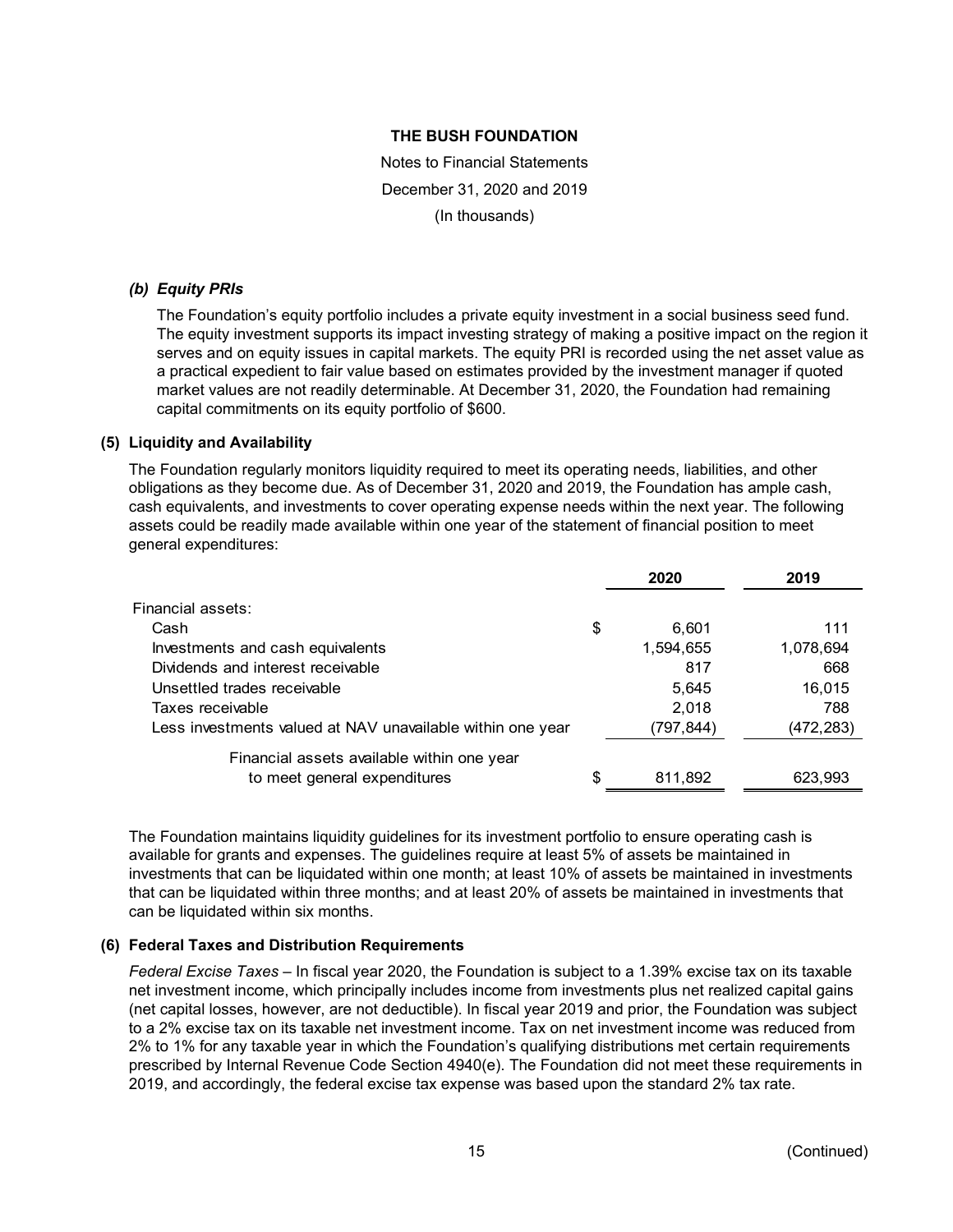THE BUSH FOUNDATION

Notes to Financial Statements

December 31, 2020 and 2019

(In thousands)

### *(b) Equity PRIs*

The Foundation's equity portfolio includes a private equity investment in a social business seed fund. The equity investment supports its impact investing strategy of making a positive impact on the region it serves and on equity issues in capital markets. The equity PRI is recorded using the net asset value as a practical expedient to fair value based on estimates provided by the investment manager if quoted market values are not readily determinable. At December 31, 2020, the Foundation had remaining capital commitments on its equity portfolio of $600.

## (5) Liquidity and Availability

The Foundation regularly monitors liquidity required to meet its operating needs, liabilities, and other obligations as they become due. As of December 31, 2020 and 2019, the Foundation has ample cash, cash equivalents, and investments to cover operating expense needs within the next year. The following assets could be readily made available within one year of the statement of financial position to meet general expenditures:

| | 2020 | 2019 |
|---|---|---|
| Financial assets: | | |
| Cash | $ 6,601 | 111 |
| Investments and cash equivalents | 1,594,655 | 1,078,694 |
| Dividends and interest receivable | 817 | 668 |
| Unsettled trades receivable | 5,645 | 16,015 |
| Taxes receivable | 2,018 | 788 |
| Less investments valued at NAV unavailable within one year | (797,844) | (472,283) |
| Financial assets available within one year to meet general expenditures | $ 811,892 | 623,993 |

The Foundation maintains liquidity guidelines for its investment portfolio to ensure operating cash is available for grants and expenses. The guidelines require at least 5% of assets be maintained in investments that can be liquidated within one month; at least 10% of assets be maintained in investments that can be liquidated within three months; and at least 20% of assets be maintained in investments that can be liquidated within six months.

## (6) Federal Taxes and Distribution Requirements

*Federal Excise Taxes* – In fiscal year 2020, the Foundation is subject to a 1.39% excise tax on its taxable net investment income, which principally includes income from investments plus net realized capital gains (net capital losses, however, are not deductible). In fiscal year 2019 and prior, the Foundation was subject to a 2% excise tax on its taxable net investment income. Tax on net investment income was reduced from 2% to 1% for any taxable year in which the Foundation's qualifying distributions met certain requirements prescribed by Internal Revenue Code Section 4940(e). The Foundation did not meet these requirements in 2019, and accordingly, the federal excise tax expense was based upon the standard 2% tax rate.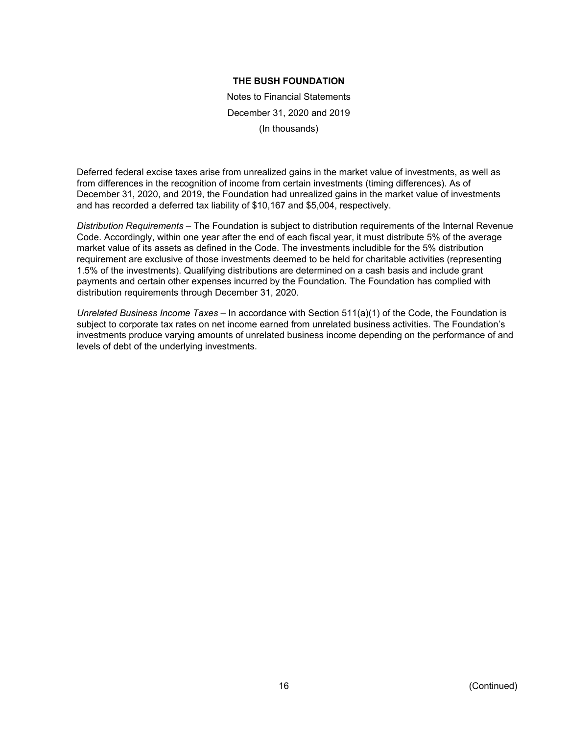Deferred federal excise taxes arise from unrealized gains in the market value of investments, as well as from differences in the recognition of income from certain investments (timing differences). As of December 31, 2020, and 2019, the Foundation had unrealized gains in the market value of investments and has recorded a deferred tax liability of $10,167 and $5,004, respectively.

*Distribution Requirements* – The Foundation is subject to distribution requirements of the Internal Revenue Code. Accordingly, within one year after the end of each fiscal year, it must distribute 5% of the average market value of its assets as defined in the Code. The investments includible for the 5% distribution requirement are exclusive of those investments deemed to be held for charitable activities (representing 1.5% of the investments). Qualifying distributions are determined on a cash basis and include grant payments and certain other expenses incurred by the Foundation. The Foundation has complied with distribution requirements through December 31, 2020.

*Unrelated Business Income Taxes* – In accordance with Section 511(a)(1) of the Code, the Foundation is subject to corporate tax rates on net income earned from unrelated business activities. The Foundation's investments produce varying amounts of unrelated business income depending on the performance of and levels of debt of the underlying investments.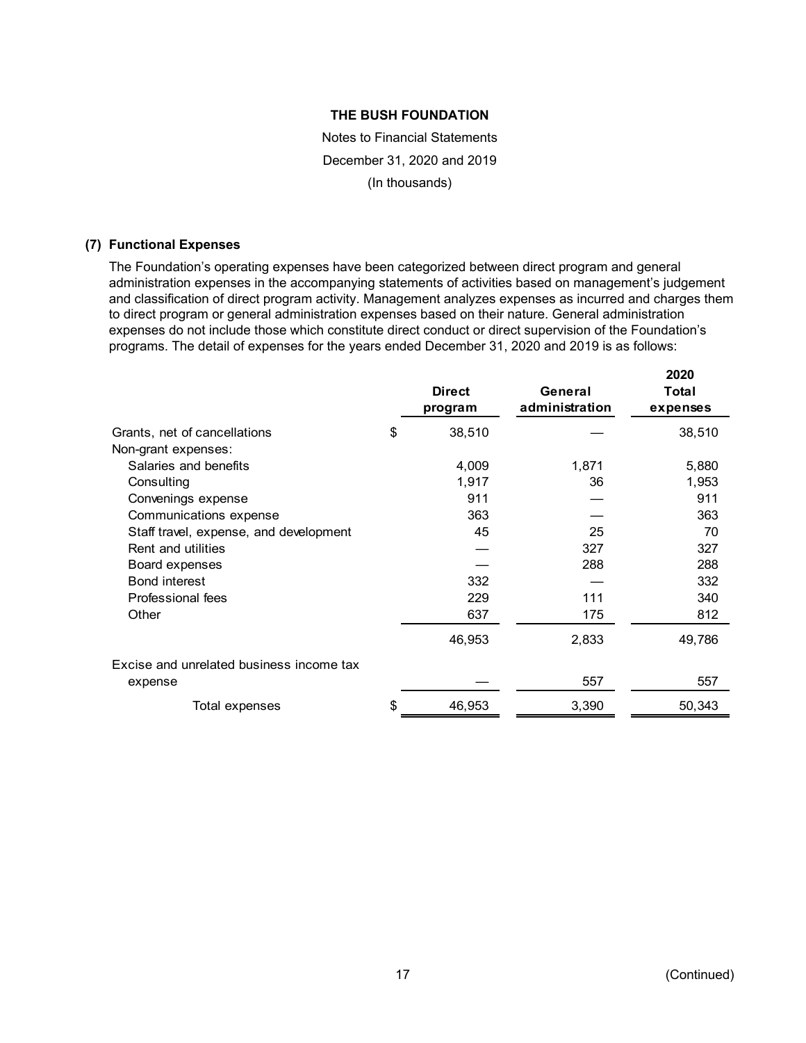**THE BUSH FOUNDATION**

Notes to Financial Statements

December 31, 2020 and 2019

(In thousands)

### (7) Functional Expenses

The Foundation's operating expenses have been categorized between direct program and general administration expenses in the accompanying statements of activities based on management's judgement and classification of direct program activity. Management analyzes expenses as incurred and charges them to direct program or general administration expenses based on their nature. General administration expenses do not include those which constitute direct conduct or direct supervision of the Foundation's programs. The detail of expenses for the years ended December 31, 2020 and 2019 is as follows:

| | Direct program | General administration | 2020 Total expenses |
|---|---|---|---|
| Grants, net of cancellations | $ 38,510 | — | 38,510 |
| Non-grant expenses: | | | |
| Salaries and benefits | 4,009 | 1,871 | 5,880 |
| Consulting | 1,917 | 36 | 1,953 |
| Convenings expense | 911 | — | 911 |
| Communications expense | 363 | — | 363 |
| Staff travel, expense, and development | 45 | 25 | 70 |
| Rent and utilities | — | 327 | 327 |
| Board expenses | — | 288 | 288 |
| Bond interest | 332 | — | 332 |
| Professional fees | 229 | 111 | 340 |
| Other | 637 | 175 | 812 |
| | 46,953 | 2,833 | 49,786 |
| Excise and unrelated business income tax expense | — | 557 | 557 |
| Total expenses | $ 46,953 | 3,390 | 50,343 |

(Continued)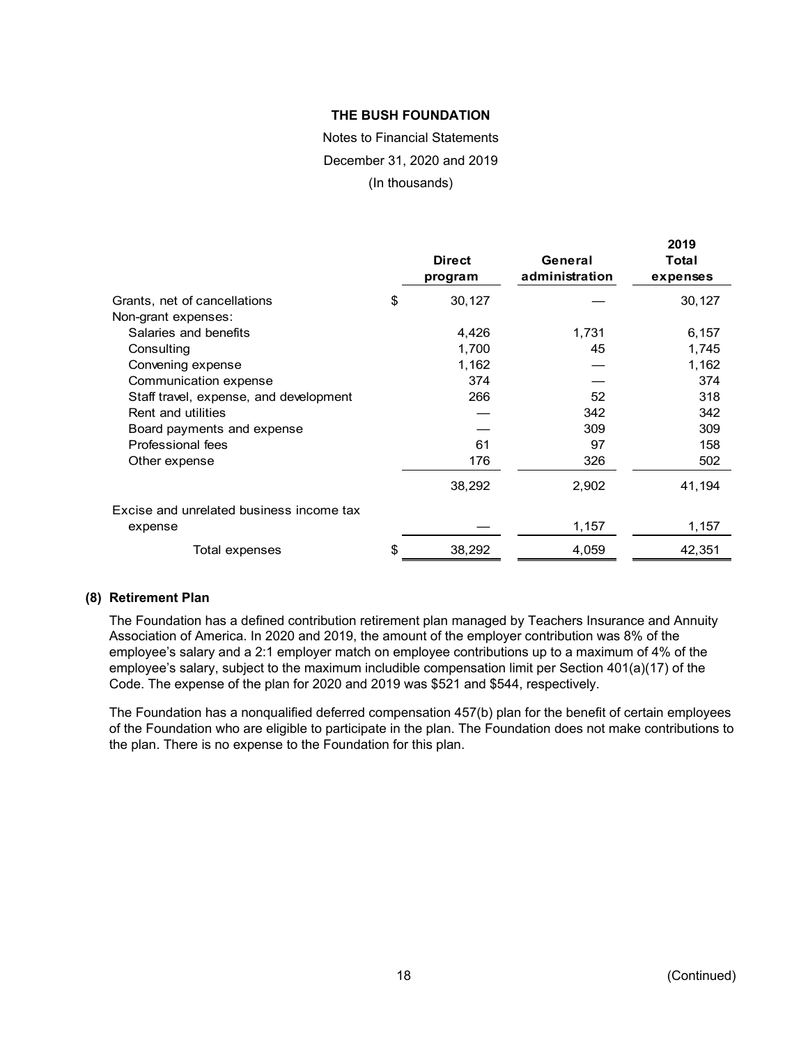**THE BUSH FOUNDATION**

Notes to Financial Statements

December 31, 2020 and 2019

(In thousands)

| | Direct program | General administration | 2019 Total expenses |
|---|---|---|---|
| Grants, net of cancellations | $ 30,127 | — | 30,127 |
| Non-grant expenses: | | | |
| Salaries and benefits | 4,426 | 1,731 | 6,157 |
| Consulting | 1,700 | 45 | 1,745 |
| Convening expense | 1,162 | — | 1,162 |
| Communication expense | 374 | — | 374 |
| Staff travel, expense, and development | 266 | 52 | 318 |
| Rent and utilities | — | 342 | 342 |
| Board payments and expense | — | 309 | 309 |
| Professional fees | 61 | 97 | 158 |
| Other expense | 176 | 326 | 502 |
| | 38,292 | 2,902 | 41,194 |
| Excise and unrelated business income tax expense | — | 1,157 | 1,157 |
| Total expenses | $ 38,292 | 4,059 | 42,351 |

**(8) Retirement Plan**

The Foundation has a defined contribution retirement plan managed by Teachers Insurance and Annuity Association of America. In 2020 and 2019, the amount of the employer contribution was 8% of the employee's salary and a 2:1 employer match on employee contributions up to a maximum of 4% of the employee's salary, subject to the maximum includible compensation limit per Section 401(a)(17) of the Code. The expense of the plan for 2020 and 2019 was $521 and $544, respectively.

The Foundation has a nonqualified deferred compensation 457(b) plan for the benefit of certain employees of the Foundation who are eligible to participate in the plan. The Foundation does not make contributions to the plan. There is no expense to the Foundation for this plan.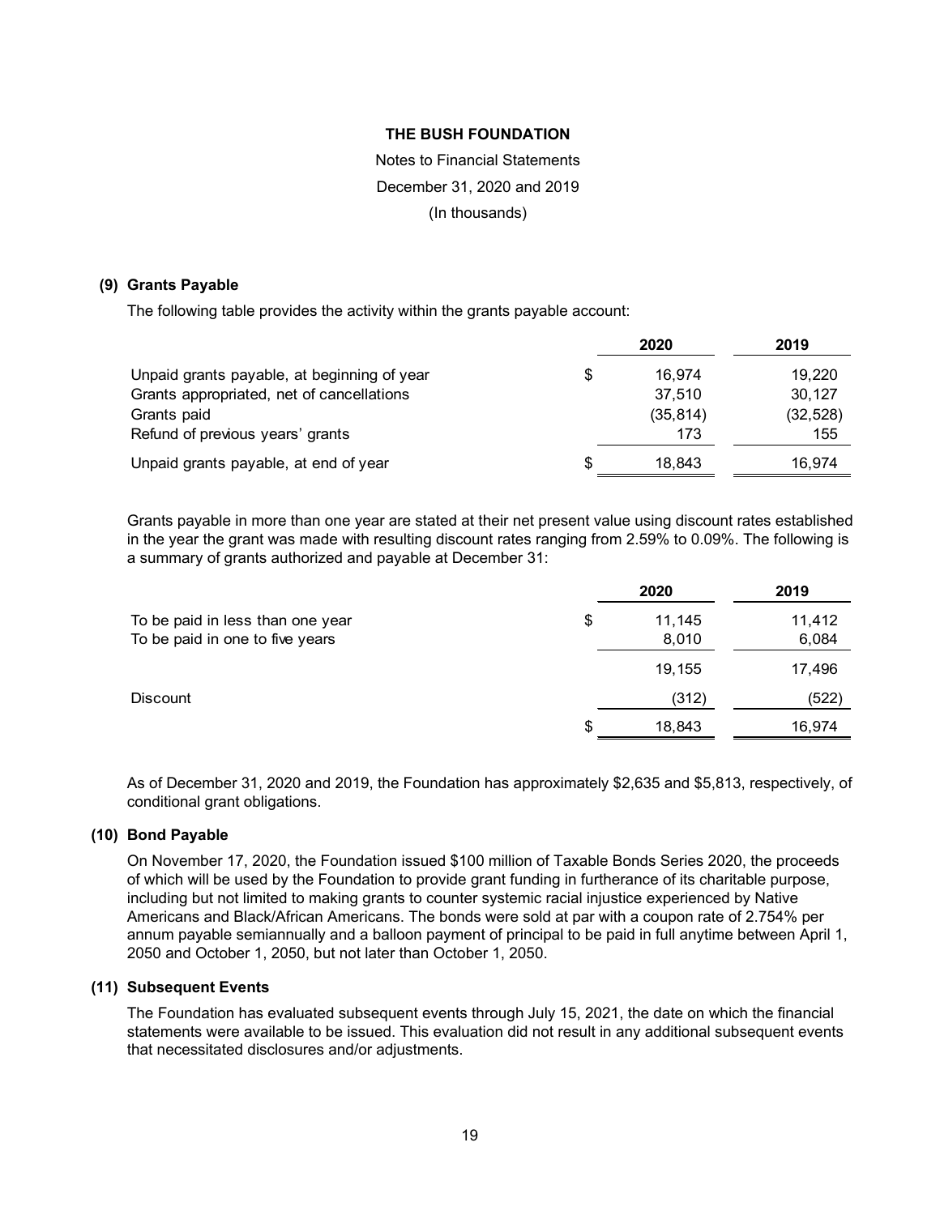**THE BUSH FOUNDATION**

Notes to Financial Statements

December 31, 2020 and 2019

(In thousands)

## (9) Grants Payable

The following table provides the activity within the grants payable account:

| | 2020 | 2019 |
|---|---|---|
| Unpaid grants payable, at beginning of year | $ 16,974 | 19,220 |
| Grants appropriated, net of cancellations | 37,510 | 30,127 |
| Grants paid | (35,814) | (32,528) |
| Refund of previous years' grants | 173 | 155 |
| Unpaid grants payable, at end of year | $ 18,843 | 16,974 |

Grants payable in more than one year are stated at their net present value using discount rates established in the year the grant was made with resulting discount rates ranging from 2.59% to 0.09%. The following is a summary of grants authorized and payable at December 31:

| | 2020 | 2019 |
|---|---|---|
| To be paid in less than one year | $ 11,145 | 11,412 |
| To be paid in one to five years | 8,010 | 6,084 |
| | 19,155 | 17,496 |
| Discount | (312) | (522) |
| | $ 18,843 | 16,974 |

As of December 31, 2020 and 2019, the Foundation has approximately $2,635 and $5,813, respectively, of conditional grant obligations.

## (10) Bond Payable

On November 17, 2020, the Foundation issued $100 million of Taxable Bonds Series 2020, the proceeds of which will be used by the Foundation to provide grant funding in furtherance of its charitable purpose, including but not limited to making grants to counter systemic racial injustice experienced by Native Americans and Black/African Americans. The bonds were sold at par with a coupon rate of 2.754% per annum payable semiannually and a balloon payment of principal to be paid in full anytime between April 1, 2050 and October 1, 2050, but not later than October 1, 2050.

## (11) Subsequent Events

The Foundation has evaluated subsequent events through July 15, 2021, the date on which the financial statements were available to be issued. This evaluation did not result in any additional subsequent events that necessitated disclosures and/or adjustments.